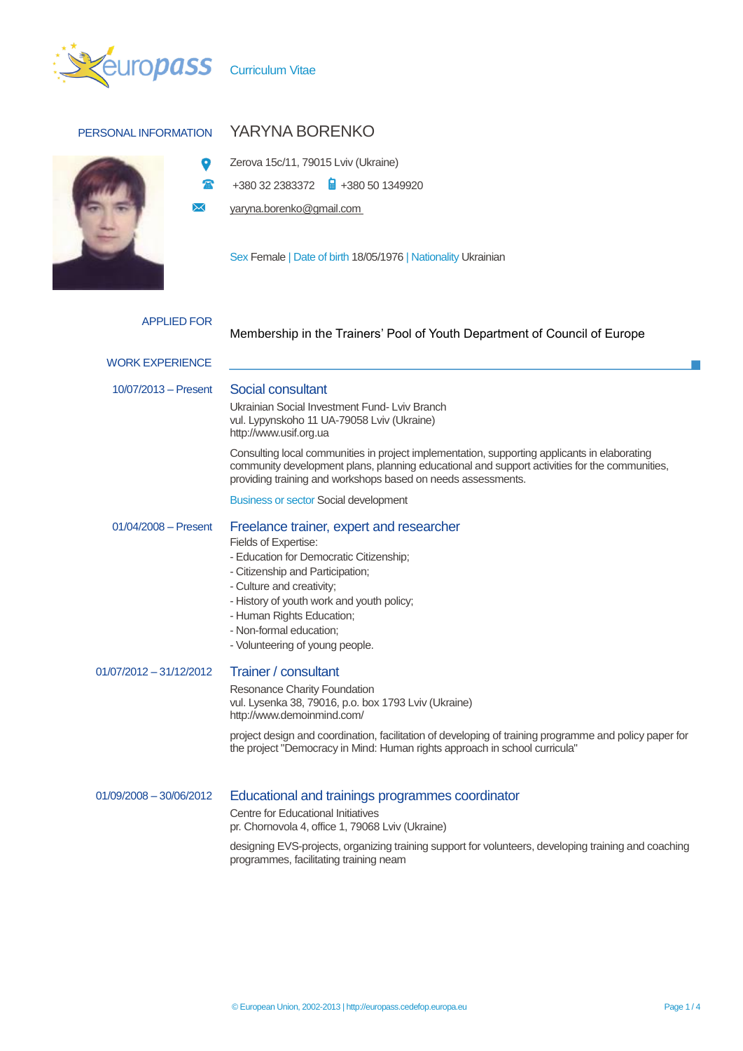Curriculum Vitae

## PERSONAL INFORMATION

# YARYNA BORENKO

Zerova 15c/11, 79015 Lviv (Ukraine)

+380 32 2383372 +380 50 1349920

yaryna.borenko@gmail.com

Sex Female | Date of birth 18/05/1976 | Nationality Ukrainian

## APPLIED FOR

Membership in the Trainers' Pool of Youth Department of Council of Europe

## WORK EXPERIENCE

**10/07/2013 – Present**

### Social consultant

Ukrainian Social Investment Fund- Lviv Branch
vul. Lypynskoho 11 UA-79058 Lviv (Ukraine)
http://www.usif.org.ua

Consulting local communities in project implementation, supporting applicants in elaborating community development plans, planning educational and support activities for the communities, providing training and workshops based on needs assessments.

Business or sector Social development

**01/04/2008 – Present**

### Freelance trainer, expert and researcher

Fields of Expertise:
- Education for Democratic Citizenship;
- Citizenship and Participation;
- Culture and creativity;
- History of youth work and youth policy;
- Human Rights Education;
- Non-formal education;
- Volunteering of young people.

**01/07/2012 – 31/12/2012**

### Trainer / consultant

Resonance Charity Foundation
vul. Lysenka 38, 79016, p.o. box 1793 Lviv (Ukraine)
http://www.demoinmind.com/

project design and coordination, facilitation of developing of training programme and policy paper for the project "Democracy in Mind: Human rights approach in school curricula"

**01/09/2008 – 30/06/2012**

### Educational and trainings programmes coordinator

Centre for Educational Initiatives
pr. Chornovola 4, office 1, 79068 Lviv (Ukraine)

designing EVS-projects, organizing training support for volunteers, developing training and coaching programmes, facilitating training neam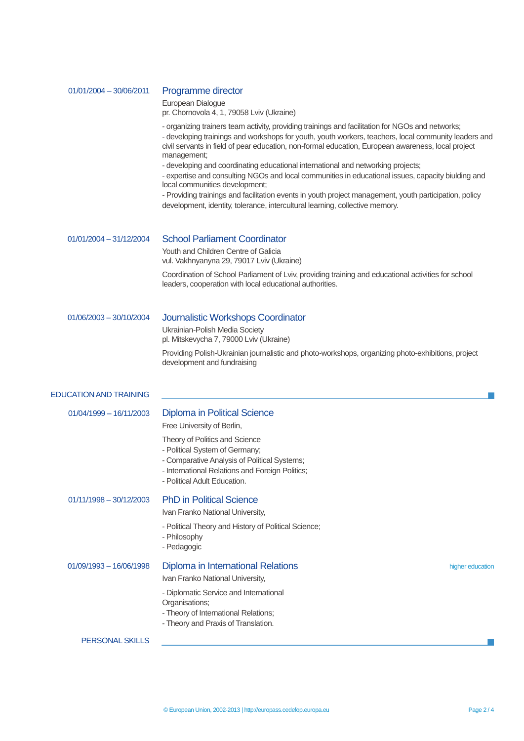01/01/2004 – 30/06/2011

### Programme director

European Dialogue
pr. Chornovola 4, 1, 79058 Lviv (Ukraine)

- organizing trainers team activity, providing trainings and facilitation for NGOs and networks;
- developing trainings and workshops for youth, youth workers, teachers, local community leaders and civil servants in field of pear education, non-formal education, European awareness, local project management;
- developing and coordinating educational international and networking projects;
- expertise and consulting NGOs and local communities in educational issues, capacity biulding and local communities development;
- Providing trainings and facilitation events in youth project management, youth participation, policy development, identity, tolerance, intercultural learning, collective memory.

01/01/2004 – 31/12/2004

### School Parliament Coordinator

Youth and Children Centre of Galicia
vul. Vakhnyanyna 29, 79017 Lviv (Ukraine)

Coordination of School Parliament of Lviv, providing training and educational activities for school leaders, cooperation with local educational authorities.

01/06/2003 – 30/10/2004

### Journalistic Workshops Coordinator

Ukrainian-Polish Media Society
pl. Mitskevycha 7, 79000 Lviv (Ukraine)

Providing Polish-Ukrainian journalistic and photo-workshops, organizing photo-exhibitions, project development and fundraising

## EDUCATION AND TRAINING

01/04/1999 – 16/11/2003

### Diploma in Political Science

Free University of Berlin,

Theory of Politics and Science
- Political System of Germany;
- Comparative Analysis of Political Systems;
- International Relations and Foreign Politics;
- Political Adult Education.

01/11/1998 – 30/12/2003

### PhD in Political Science

Ivan Franko National University,

- Political Theory and History of Political Science;
- Philosophy
- Pedagogic

01/09/1993 – 16/06/1998

### Diploma in International Relations

higher education

Ivan Franko National University,

- Diplomatic Service and International Organisations;
- Theory of International Relations;
- Theory and Praxis of Translation.

## PERSONAL SKILLS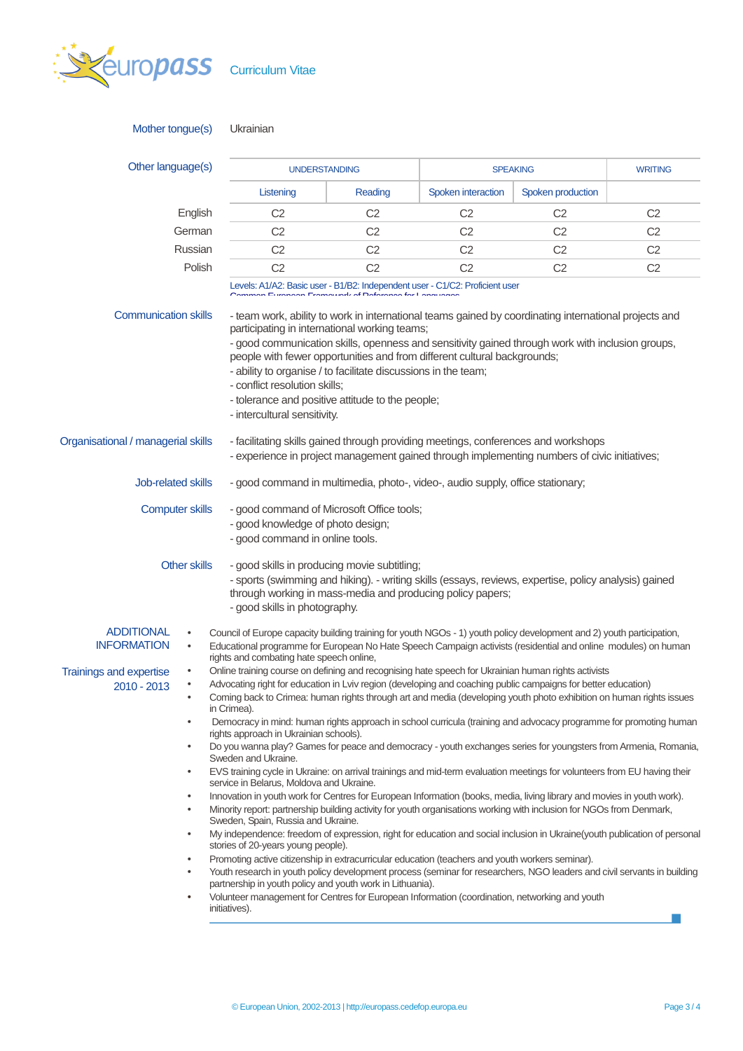Curriculum Vitae

**Mother tongue(s)** Ukrainian

**Other language(s)**

| | UNDERSTANDING | | SPEAKING | | WRITING |
|---|---|---|---|---|---|
| | Listening | Reading | Spoken interaction | Spoken production | |
| English | C2 | C2 | C2 | C2 | C2 |
| German | C2 | C2 | C2 | C2 | C2 |
| Russian | C2 | C2 | C2 | C2 | C2 |
| Polish | C2 | C2 | C2 | C2 | C2 |

Levels: A1/A2: Basic user - B1/B2: Independent user - C1/C2: Proficient user
Common European Framework of Reference for Languages

**Communication skills**

- team work, ability to work in international teams gained by coordinating international projects and participating in international working teams;
- good communication skills, openness and sensitivity gained through work with inclusion groups, people with fewer opportunities and from different cultural backgrounds;
- ability to organise / to facilitate discussions in the team;
- conflict resolution skills;
- tolerance and positive attitude to the people;
- intercultural sensitivity.

**Organisational / managerial skills**

- facilitating skills gained through providing meetings, conferences and workshops
- experience in project management gained through implementing numbers of civic initiatives;

**Job-related skills**

- good command in multimedia, photo-, video-, audio supply, office stationary;

**Computer skills**

- good command of Microsoft Office tools;
- good knowledge of photo design;
- good command in online tools.

**Other skills**

- good skills in producing movie subtitling;
- sports (swimming and hiking). - writing skills (essays, reviews, expertise, policy analysis) gained through working in mass-media and producing policy papers;
- good skills in photography.

**ADDITIONAL INFORMATION**

**Trainings and expertise 2010 - 2013**

- Council of Europe capacity building training for youth NGOs - 1) youth policy development and 2) youth participation,
- Educational programme for European No Hate Speech Campaign activists (residential and online modules) on human rights and combating hate speech online,
- Online training course on defining and recognising hate speech for Ukrainian human rights activists
- Advocating right for education in Lviv region (developing and coaching public campaigns for better education)
- Coming back to Crimea: human rights through art and media (developing youth photo exhibition on human rights issues in Crimea).
- Democracy in mind: human rights approach in school curricula (training and advocacy programme for promoting human rights approach in Ukrainian schools).
- Do you wanna play? Games for peace and democracy - youth exchanges series for youngsters from Armenia, Romania, Sweden and Ukraine.
- EVS training cycle in Ukraine: on arrival trainings and mid-term evaluation meetings for volunteers from EU having their service in Belarus, Moldova and Ukraine.
- Innovation in youth work for Centres for European Information (books, media, living library and movies in youth work).
- Minority report: partnership building activity for youth organisations working with inclusion for NGOs from Denmark, Sweden, Spain, Russia and Ukraine.
- My independence: freedom of expression, right for education and social inclusion in Ukraine(youth publication of personal stories of 20-years young people).
- Promoting active citizenship in extracurricular education (teachers and youth workers seminar).
- Youth research in youth policy development process (seminar for researchers, NGO leaders and civil servants in building partnership in youth policy and youth work in Lithuania).
- Volunteer management for Centres for European Information (coordination, networking and youth initiatives).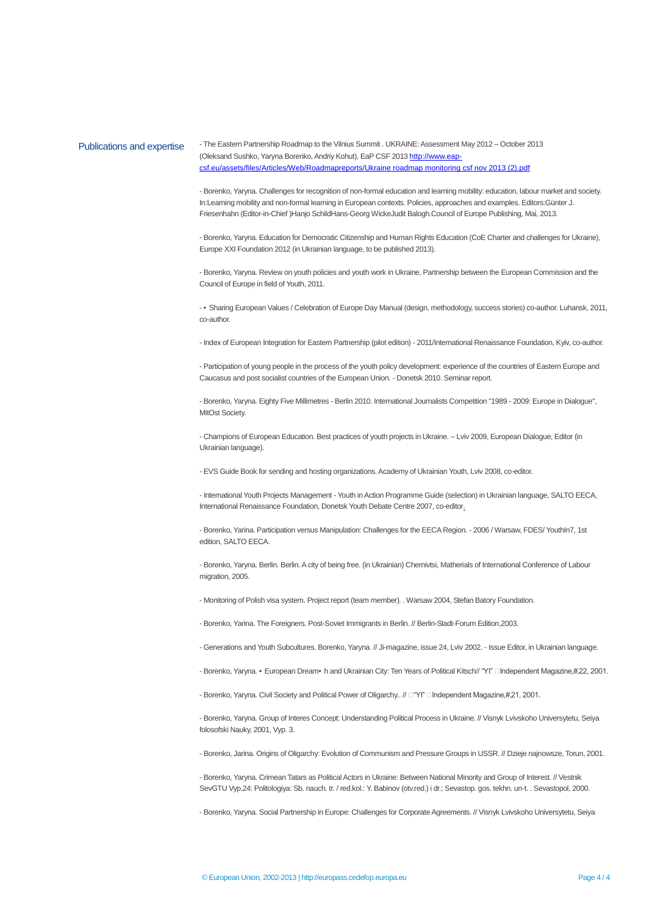## Publications and expertise

- The Eastern Partnership Roadmap to the Vilnius Summit . UKRAINE: Assessment May 2012 – October 2013 (Oleksand Sushko, Yaryna Borenko, Andriy Kohut), EaP CSF 2013 http://www.eap-csf.eu/assets/files/Articles/Web/Roadmapreports/Ukraine roadmap monitoring csf nov 2013 (2).pdf

- Borenko, Yaryna. Challenges for recognition of non-formal education and learning mobility: education, labour market and society. In:Learning mobility and non-formal learning in European contexts. Policies, approaches and examples. Editors:Günter J. Friesenhahn (Editor-in-Chief )Hanjo SchildHans-Georg WickeJudit Balogh.Council of Europe Publishing, Mai, 2013.

- Borenko, Yaryna. Education for Democratic Citizenship and Human Rights Education (CoE Charter and challenges for Ukraine), Europe XXI Foundation 2012 (in Ukrainian language, to be published 2013).

- Borenko, Yaryna. Review on youth policies and youth work in Ukraine, Partnership between the European Commission and the Council of Europe in field of Youth, 2011.

- • Sharing European Values / Celebration of Europe Day Manual (design, methodology, success stories) co-author. Luhansk, 2011, co-author.

- Index of European Integration for Eastern Partnership (pilot edition) - 2011/International Renaissance Foundation, Kyiv, co-author.

- Participation of young people in the process of the youth policy development: experience of the countries of Eastern Europe and Caucasus and post socialist countries of the European Union. - Donetsk 2010. Seminar report.

- Borenko, Yaryna. Eighty Five Millimetres - Berlin 2010. International Journalists Competition "1989 - 2009: Europe in Dialogue", MitOst Society.

- Champions of European Education. Best practices of youth projects in Ukraine. – Lviv 2009, European Dialogue, Editor (in Ukrainian language).

- EVS Guide Book for sending and hosting organizations. Academy of Ukrainian Youth, Lviv 2008, co-editor.

- International Youth Projects Management - Youth in Action Programme Guide (selection) in Ukrainian language, SALTO EECA, International Renaissance Foundation, Donetsk Youth Debate Centre 2007, co-editor.

- Borenko, Yarina. Participation versus Manipulation: Challenges for the EECA Region. - 2006 / Warsaw, FDES/ YouthIn7, 1st edition, SALTO EECA.

- Borenko, Yaryna. Berlin. Berlin. A city of being free. (in Ukrainian) Chernivtsi, Matherials of International Conference of Labour migration, 2005.

- Monitoring of Polish visa system. Project report (team member). . Warsaw 2004, Stefan Batory Foundation.

- Borenko, Yarina. The Foreigners. Post-Soviet Immigrants in Berlin. // Berlin-Stadt-Forum Edition,2003.

- Generations and Youth Subcultures. Borenko, Yaryna. // Ji-magazine, issue 24, Lviv 2002. - Issue Editor, in Ukrainian language.

- Borenko, Yaryna. • European Dream• h and Ukrainian City: Ten Years of Political Kitsch// "YI" Independent Magazine,#,22, 2001.

- Borenko, Yaryna. Civil Society and Political Power of Oligarchy.. // "YI" Independent Magazine,#,21, 2001.

- Borenko, Yaryna. Group of Interes Concept: Understanding Political Process in Ukraine. // Visnyk Lvivskoho Universytetu, Seiya folosofski Nauky, 2001, Vyp. 3.

- Borenko, Jarina. Origins of Oligarchy: Evolution of Communism and Pressure Groups in USSR. // Dzieje najnowsze, Torun, 2001.

- Borenko, Yaryna. Crimean Tatars as Political Actors in Ukraine: Between National Minority and Group of Interest. // Vestnik SevGTU Vyp.24: Politologiya: Sb. nauch. tr. / red.kol.: Y. Babinov (otv.red.) i dr.; Sevastop. gos. tekhn. un-t. . Sevastopol, 2000.

- Borenko, Yaryna. Social Partnership in Europe: Challenges for Corporate Agreements. // Visnyk Lvivskoho Universytetu, Seiya